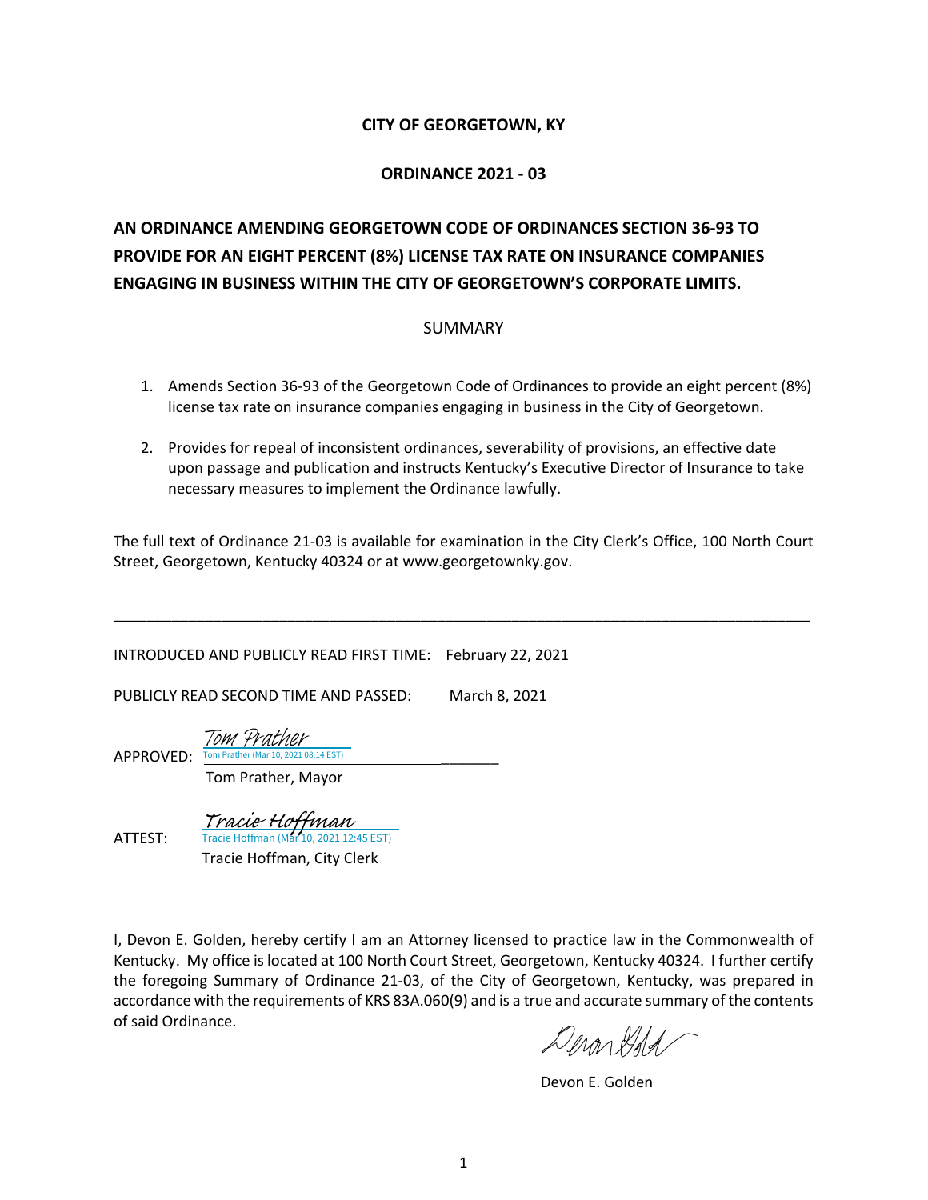**CITY OF GEORGETOWN, KY**

**ORDINANCE 2021 - 03**

**AN ORDINANCE AMENDING GEORGETOWN CODE OF ORDINANCES SECTION 36-93 TO PROVIDE FOR AN EIGHT PERCENT (8%) LICENSE TAX RATE ON INSURANCE COMPANIES ENGAGING IN BUSINESS WITHIN THE CITY OF GEORGETOWN'S CORPORATE LIMITS.**

SUMMARY

1. Amends Section 36-93 of the Georgetown Code of Ordinances to provide an eight percent (8%) license tax rate on insurance companies engaging in business in the City of Georgetown.
2. Provides for repeal of inconsistent ordinances, severability of provisions, an effective date upon passage and publication and instructs Kentucky's Executive Director of Insurance to take necessary measures to implement the Ordinance lawfully.

The full text of Ordinance 21-03 is available for examination in the City Clerk's Office, 100 North Court Street, Georgetown, Kentucky 40324 or at www.georgetownky.gov.

---

INTRODUCED AND PUBLICLY READ FIRST TIME: February 22, 2021

PUBLICLY READ SECOND TIME AND PASSED: March 8, 2021

APPROVED: Tom Prather
Tom Prather (Mar 10, 2021 08:14 EST)
Tom Prather, Mayor

ATTEST: Tracie Hoffman
Tracie Hoffman (Mar 10, 2021 12:45 EST)
Tracie Hoffman, City Clerk

I, Devon E. Golden, hereby certify I am an Attorney licensed to practice law in the Commonwealth of Kentucky. My office is located at 100 North Court Street, Georgetown, Kentucky 40324. I further certify the foregoing Summary of Ordinance 21-03, of the City of Georgetown, Kentucky, was prepared in accordance with the requirements of KRS 83A.060(9) and is a true and accurate summary of the contents of said Ordinance.

Devon E. Golden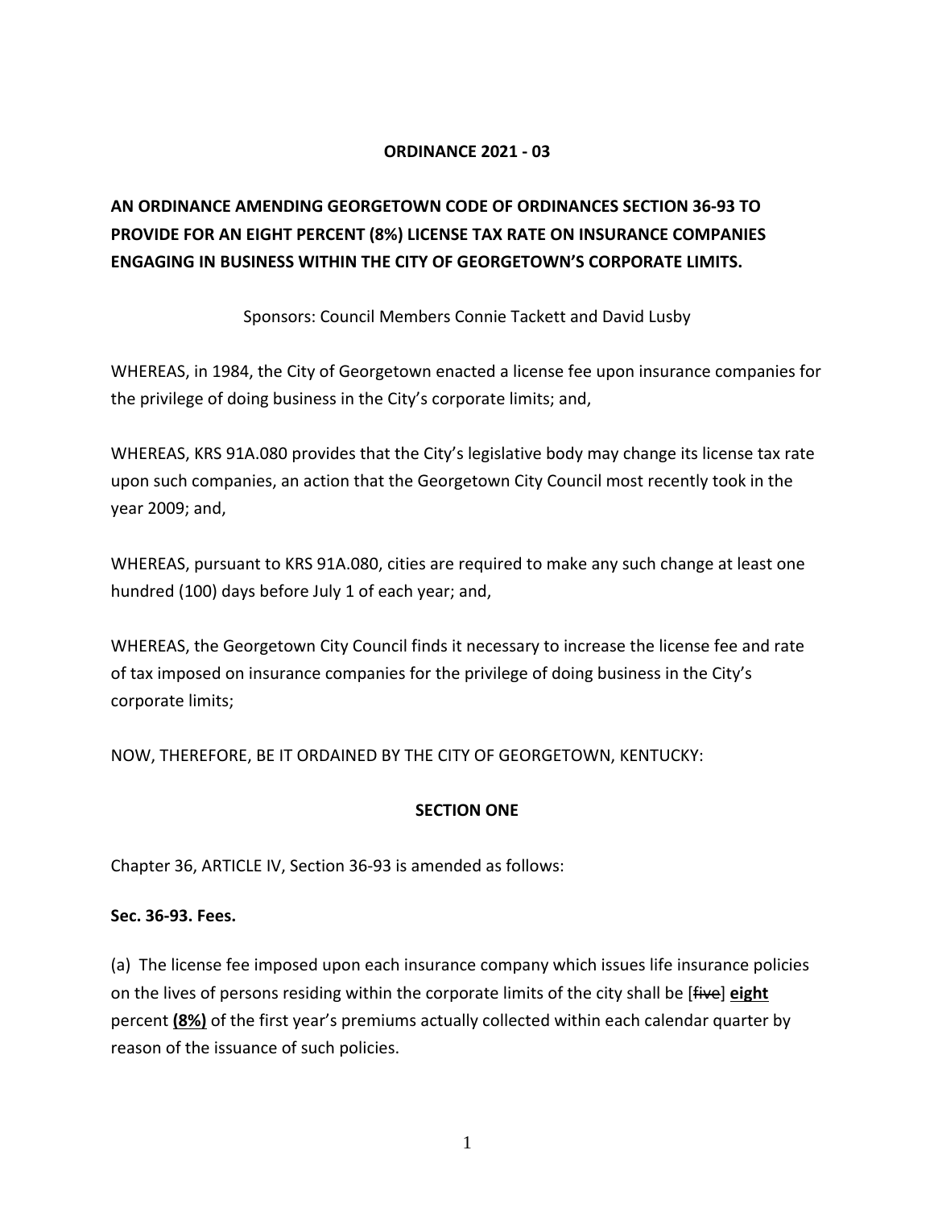**ORDINANCE 2021 - 03**

**AN ORDINANCE AMENDING GEORGETOWN CODE OF ORDINANCES SECTION 36-93 TO PROVIDE FOR AN EIGHT PERCENT (8%) LICENSE TAX RATE ON INSURANCE COMPANIES ENGAGING IN BUSINESS WITHIN THE CITY OF GEORGETOWN'S CORPORATE LIMITS.**

Sponsors: Council Members Connie Tackett and David Lusby

WHEREAS, in 1984, the City of Georgetown enacted a license fee upon insurance companies for the privilege of doing business in the City's corporate limits; and,

WHEREAS, KRS 91A.080 provides that the City's legislative body may change its license tax rate upon such companies, an action that the Georgetown City Council most recently took in the year 2009; and,

WHEREAS, pursuant to KRS 91A.080, cities are required to make any such change at least one hundred (100) days before July 1 of each year; and,

WHEREAS, the Georgetown City Council finds it necessary to increase the license fee and rate of tax imposed on insurance companies for the privilege of doing business in the City's corporate limits;

NOW, THEREFORE, BE IT ORDAINED BY THE CITY OF GEORGETOWN, KENTUCKY:

**SECTION ONE**

Chapter 36, ARTICLE IV, Section 36-93 is amended as follows:

**Sec. 36-93. Fees.**

(a) The license fee imposed upon each insurance company which issues life insurance policies on the lives of persons residing within the corporate limits of the city shall be [~~five~~] **eight** percent **(8%)** of the first year's premiums actually collected within each calendar quarter by reason of the issuance of such policies.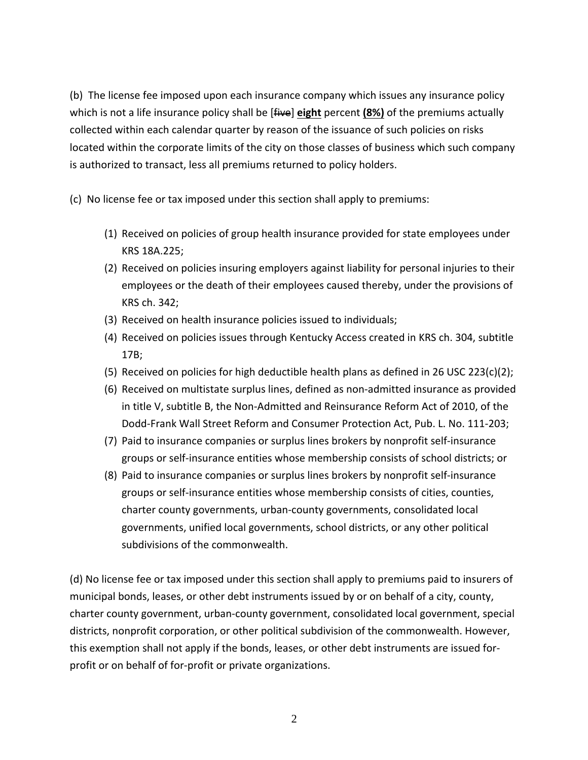(b) The license fee imposed upon each insurance company which issues any insurance policy which is not a life insurance policy shall be [~~five~~] **eight** percent **(8%)** of the premiums actually collected within each calendar quarter by reason of the issuance of such policies on risks located within the corporate limits of the city on those classes of business which such company is authorized to transact, less all premiums returned to policy holders.

(c) No license fee or tax imposed under this section shall apply to premiums:

(1) Received on policies of group health insurance provided for state employees under KRS 18A.225;

(2) Received on policies insuring employers against liability for personal injuries to their employees or the death of their employees caused thereby, under the provisions of KRS ch. 342;

(3) Received on health insurance policies issued to individuals;

(4) Received on policies issues through Kentucky Access created in KRS ch. 304, subtitle 17B;

(5) Received on policies for high deductible health plans as defined in 26 USC 223(c)(2);

(6) Received on multistate surplus lines, defined as non-admitted insurance as provided in title V, subtitle B, the Non-Admitted and Reinsurance Reform Act of 2010, of the Dodd-Frank Wall Street Reform and Consumer Protection Act, Pub. L. No. 111-203;

(7) Paid to insurance companies or surplus lines brokers by nonprofit self-insurance groups or self-insurance entities whose membership consists of school districts; or

(8) Paid to insurance companies or surplus lines brokers by nonprofit self-insurance groups or self-insurance entities whose membership consists of cities, counties, charter county governments, urban-county governments, consolidated local governments, unified local governments, school districts, or any other political subdivisions of the commonwealth.

(d) No license fee or tax imposed under this section shall apply to premiums paid to insurers of municipal bonds, leases, or other debt instruments issued by or on behalf of a city, county, charter county government, urban-county government, consolidated local government, special districts, nonprofit corporation, or other political subdivision of the commonwealth. However, this exemption shall not apply if the bonds, leases, or other debt instruments are issued for-profit or on behalf of for-profit or private organizations.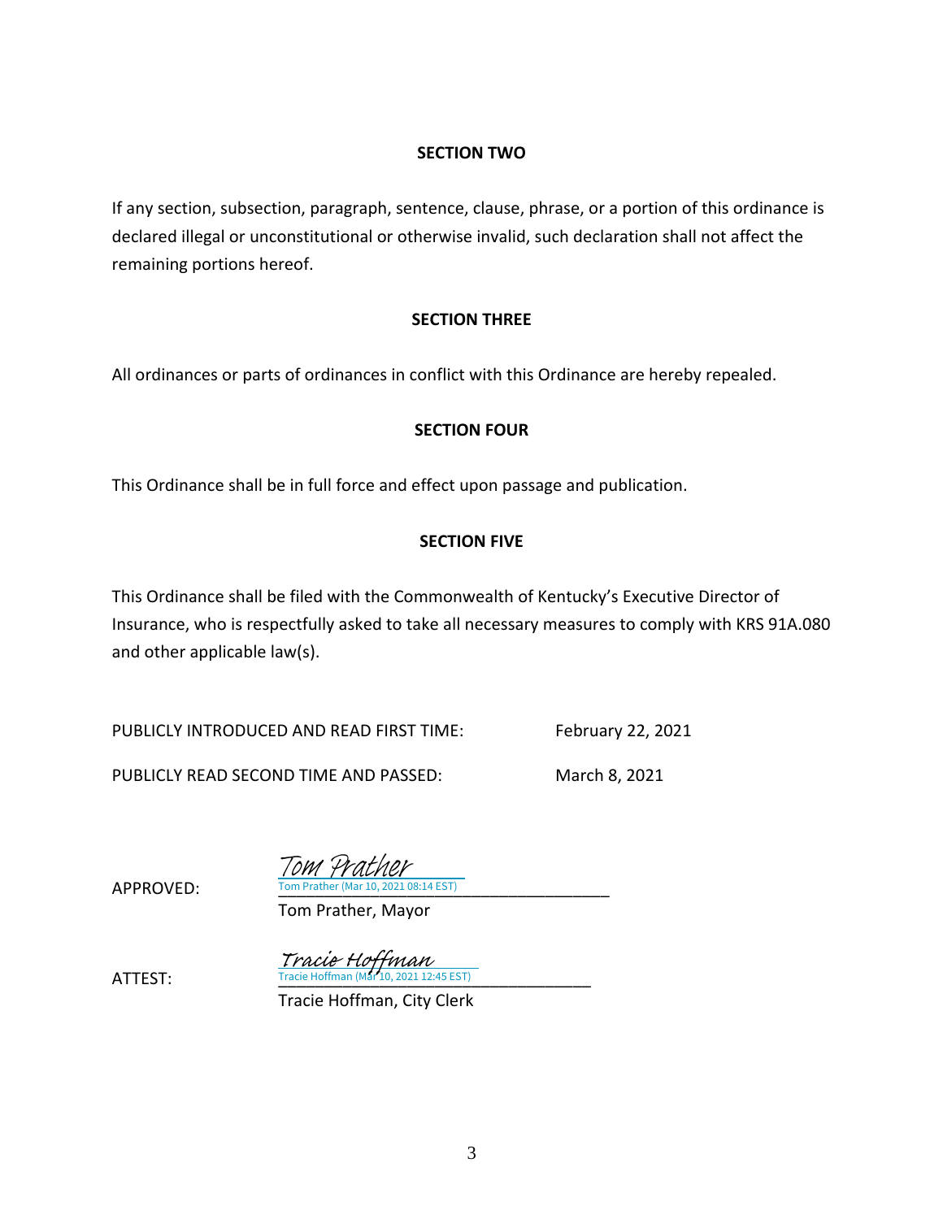**SECTION TWO**

If any section, subsection, paragraph, sentence, clause, phrase, or a portion of this ordinance is declared illegal or unconstitutional or otherwise invalid, such declaration shall not affect the remaining portions hereof.

**SECTION THREE**

All ordinances or parts of ordinances in conflict with this Ordinance are hereby repealed.

**SECTION FOUR**

This Ordinance shall be in full force and effect upon passage and publication.

**SECTION FIVE**

This Ordinance shall be filed with the Commonwealth of Kentucky's Executive Director of Insurance, who is respectfully asked to take all necessary measures to comply with KRS 91A.080 and other applicable law(s).

PUBLICLY INTRODUCED AND READ FIRST TIME: February 22, 2021

PUBLICLY READ SECOND TIME AND PASSED: March 8, 2021

APPROVED: Tom Prather
Tom Prather (Mar 10, 2021 08:14 EST)
Tom Prather, Mayor

ATTEST: Tracie Hoffman
Tracie Hoffman (Mar 10, 2021 12:45 EST)
Tracie Hoffman, City Clerk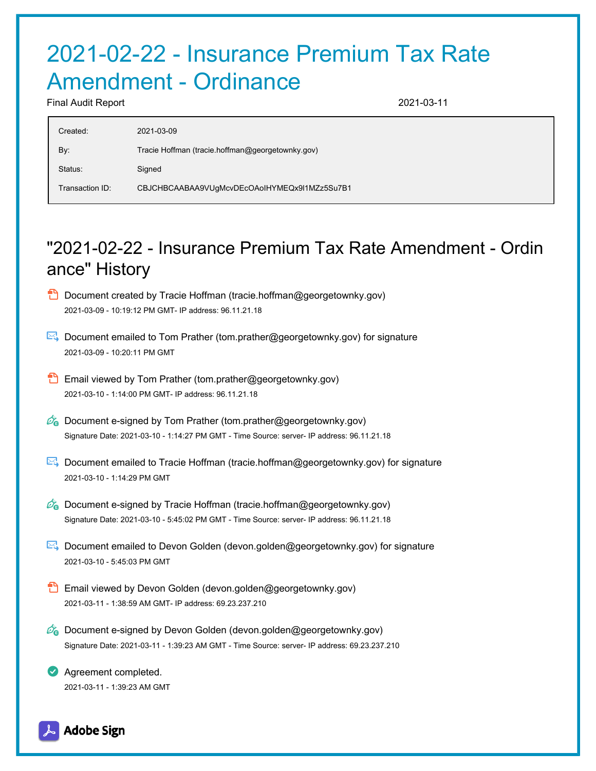# 2021-02-22 - Insurance Premium Tax Rate Amendment - Ordinance

Final Audit Report 2021-03-11

| | |
|---|---|
| Created: | 2021-03-09 |
| By: | Tracie Hoffman (tracie.hoffman@georgetownky.gov) |
| Status: | Signed |
| Transaction ID: | CBJCHBCAABAA9VUgMcvDEcOAoIHYMEQx9l1MZz5Su7B1 |

## "2021-02-22 - Insurance Premium Tax Rate Amendment - Ordinance" History

- Document created by Tracie Hoffman (tracie.hoffman@georgetownky.gov)
  2021-03-09 - 10:19:12 PM GMT- IP address: 96.11.21.18

- Document emailed to Tom Prather (tom.prather@georgetownky.gov) for signature
  2021-03-09 - 10:20:11 PM GMT

- Email viewed by Tom Prather (tom.prather@georgetownky.gov)
  2021-03-10 - 1:14:00 PM GMT- IP address: 96.11.21.18

- Document e-signed by Tom Prather (tom.prather@georgetownky.gov)
  Signature Date: 2021-03-10 - 1:14:27 PM GMT - Time Source: server- IP address: 96.11.21.18

- Document emailed to Tracie Hoffman (tracie.hoffman@georgetownky.gov) for signature
  2021-03-10 - 1:14:29 PM GMT

- Document e-signed by Tracie Hoffman (tracie.hoffman@georgetownky.gov)
  Signature Date: 2021-03-10 - 5:45:02 PM GMT - Time Source: server- IP address: 96.11.21.18

- Document emailed to Devon Golden (devon.golden@georgetownky.gov) for signature
  2021-03-10 - 5:45:03 PM GMT

- Email viewed by Devon Golden (devon.golden@georgetownky.gov)
  2021-03-11 - 1:38:59 AM GMT- IP address: 69.23.237.210

- Document e-signed by Devon Golden (devon.golden@georgetownky.gov)
  Signature Date: 2021-03-11 - 1:39:23 AM GMT - Time Source: server- IP address: 69.23.237.210

- Agreement completed.
  2021-03-11 - 1:39:23 AM GMT

Adobe Sign